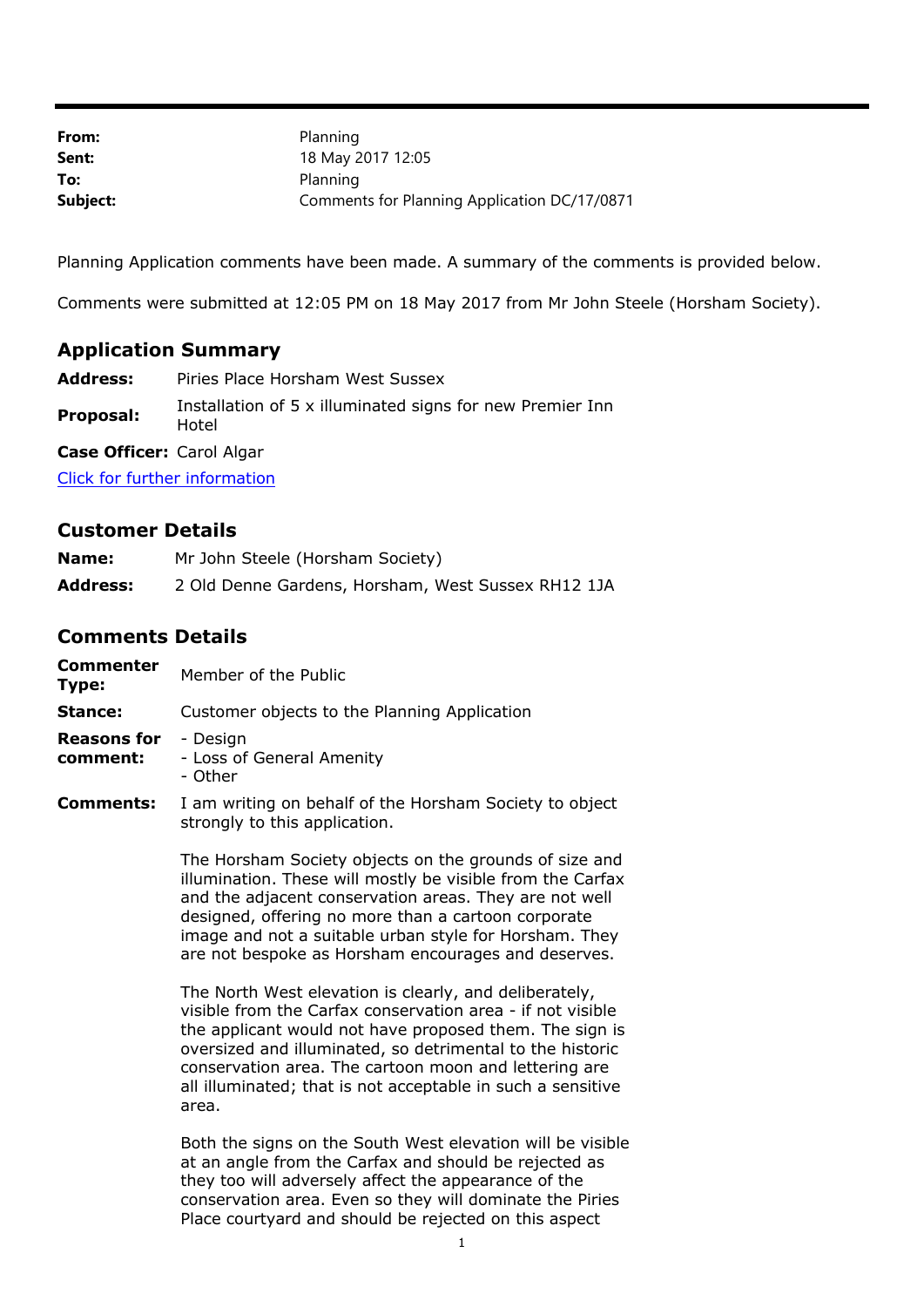**From:** Planning
**Sent:** 18 May 2017 12:05
**To:** Planning
**Subject:** Comments for Planning Application DC/17/0871

Planning Application comments have been made. A summary of the comments is provided below.

Comments were submitted at 12:05 PM on 18 May 2017 from Mr John Steele (Horsham Society).

## Application Summary

**Address:** Piries Place Horsham West Sussex

**Proposal:** Installation of 5 x illuminated signs for new Premier Inn Hotel

**Case Officer:** Carol Algar

[Click for further information]

## Customer Details

**Name:** Mr John Steele (Horsham Society)

**Address:** 2 Old Denne Gardens, Horsham, West Sussex RH12 1JA

## Comments Details

**Commenter Type:** Member of the Public

**Stance:** Customer objects to the Planning Application

**Reasons for comment:**
- Design
- Loss of General Amenity
- Other

**Comments:** I am writing on behalf of the Horsham Society to object strongly to this application.

The Horsham Society objects on the grounds of size and illumination. These will mostly be visible from the Carfax and the adjacent conservation areas. They are not well designed, offering no more than a cartoon corporate image and not a suitable urban style for Horsham. They are not bespoke as Horsham encourages and deserves.

The North West elevation is clearly, and deliberately, visible from the Carfax conservation area - if not visible the applicant would not have proposed them. The sign is oversized and illuminated, so detrimental to the historic conservation area. The cartoon moon and lettering are all illuminated; that is not acceptable in such a sensitive area.

Both the signs on the South West elevation will be visible at an angle from the Carfax and should be rejected as they too will adversely affect the appearance of the conservation area. Even so they will dominate the Piries Place courtyard and should be rejected on this aspect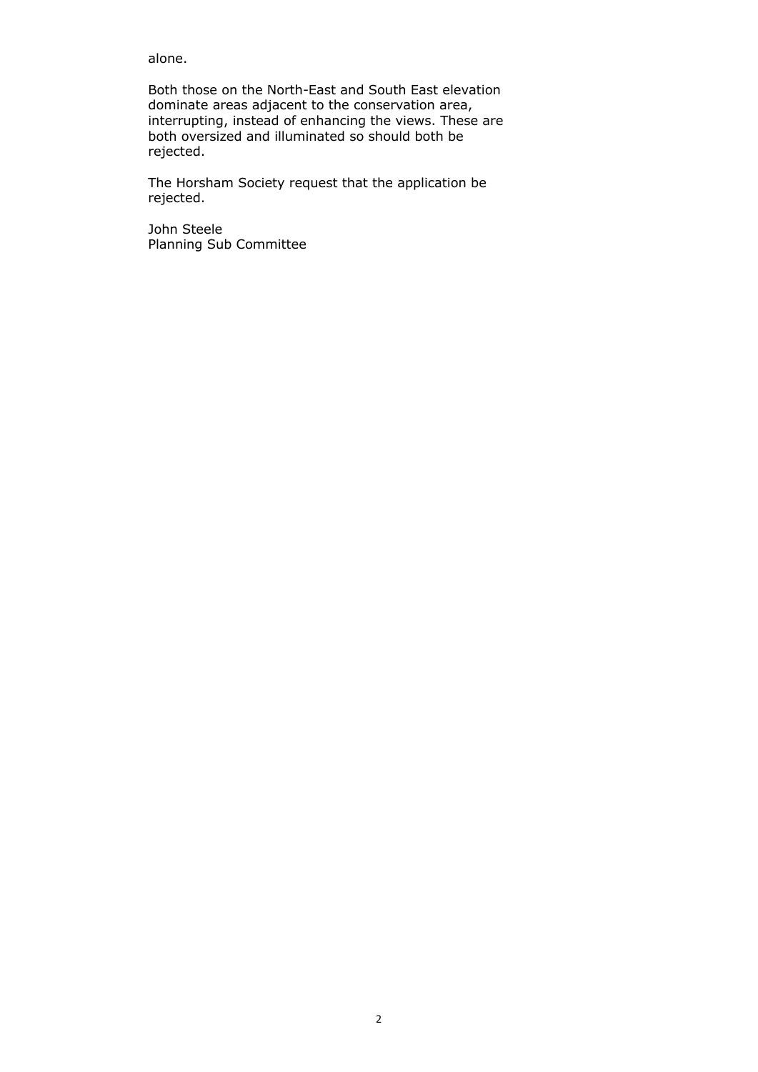alone.

Both those on the North-East and South East elevation dominate areas adjacent to the conservation area, interrupting, instead of enhancing the views. These are both oversized and illuminated so should both be rejected.

The Horsham Society request that the application be rejected.

John Steele
Planning Sub Committee